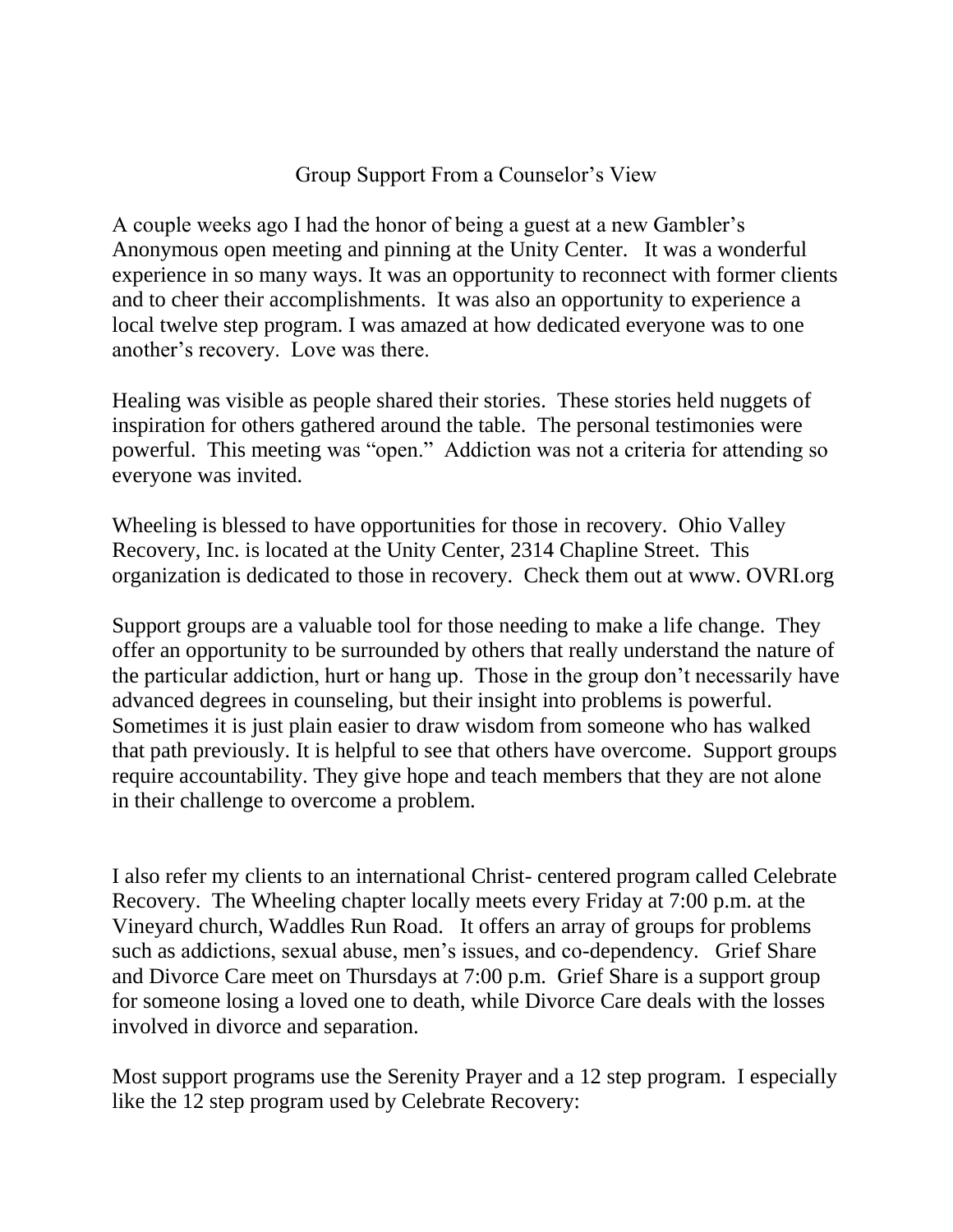# Group Support From a Counselor's View

A couple weeks ago I had the honor of being a guest at a new Gambler's Anonymous open meeting and pinning at the Unity Center. It was a wonderful experience in so many ways. It was an opportunity to reconnect with former clients and to cheer their accomplishments. It was also an opportunity to experience a local twelve step program. I was amazed at how dedicated everyone was to one another's recovery. Love was there.

Healing was visible as people shared their stories. These stories held nuggets of inspiration for others gathered around the table. The personal testimonies were powerful. This meeting was "open." Addiction was not a criteria for attending so everyone was invited.

Wheeling is blessed to have opportunities for those in recovery. Ohio Valley Recovery, Inc. is located at the Unity Center, 2314 Chapline Street. This organization is dedicated to those in recovery. Check them out at www. OVRI.org

Support groups are a valuable tool for those needing to make a life change. They offer an opportunity to be surrounded by others that really understand the nature of the particular addiction, hurt or hang up. Those in the group don't necessarily have advanced degrees in counseling, but their insight into problems is powerful. Sometimes it is just plain easier to draw wisdom from someone who has walked that path previously. It is helpful to see that others have overcome. Support groups require accountability. They give hope and teach members that they are not alone in their challenge to overcome a problem.

I also refer my clients to an international Christ- centered program called Celebrate Recovery. The Wheeling chapter locally meets every Friday at 7:00 p.m. at the Vineyard church, Waddles Run Road. It offers an array of groups for problems such as addictions, sexual abuse, men's issues, and co-dependency. Grief Share and Divorce Care meet on Thursdays at 7:00 p.m. Grief Share is a support group for someone losing a loved one to death, while Divorce Care deals with the losses involved in divorce and separation.

Most support programs use the Serenity Prayer and a 12 step program. I especially like the 12 step program used by Celebrate Recovery: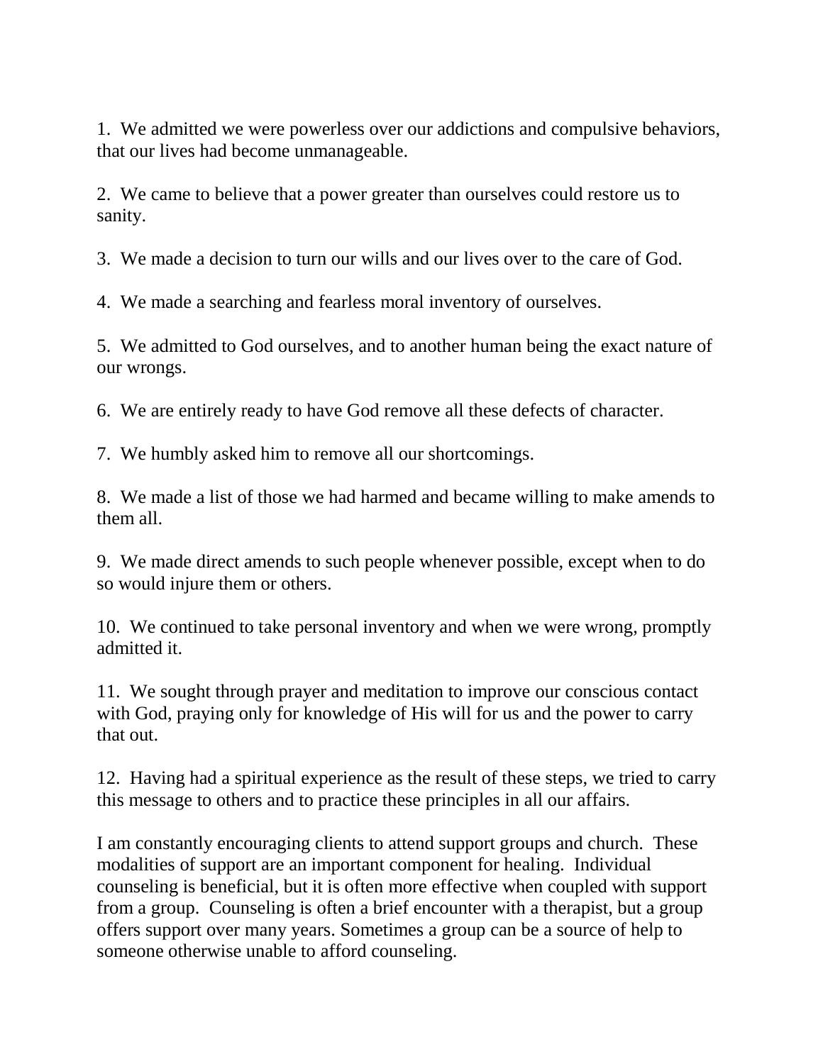1. We admitted we were powerless over our addictions and compulsive behaviors, that our lives had become unmanageable.

2. We came to believe that a power greater than ourselves could restore us to sanity.

3. We made a decision to turn our wills and our lives over to the care of God.

4. We made a searching and fearless moral inventory of ourselves.

5. We admitted to God ourselves, and to another human being the exact nature of our wrongs.

6. We are entirely ready to have God remove all these defects of character.

7. We humbly asked him to remove all our shortcomings.

8. We made a list of those we had harmed and became willing to make amends to them all.

9. We made direct amends to such people whenever possible, except when to do so would injure them or others.

10. We continued to take personal inventory and when we were wrong, promptly admitted it.

11. We sought through prayer and meditation to improve our conscious contact with God, praying only for knowledge of His will for us and the power to carry that out.

12. Having had a spiritual experience as the result of these steps, we tried to carry this message to others and to practice these principles in all our affairs.

I am constantly encouraging clients to attend support groups and church. These modalities of support are an important component for healing. Individual counseling is beneficial, but it is often more effective when coupled with support from a group. Counseling is often a brief encounter with a therapist, but a group offers support over many years. Sometimes a group can be a source of help to someone otherwise unable to afford counseling.